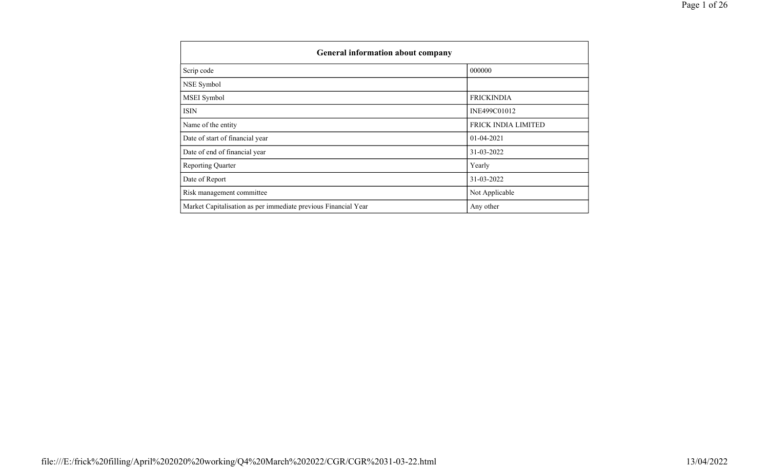| General information about company | |
|---|---|
| Scrip code | 000000 |
| NSE Symbol | |
| MSEI Symbol | FRICKINDIA |
| ISIN | INE499C01012 |
| Name of the entity | FRICK INDIA LIMITED |
| Date of start of financial year | 01-04-2021 |
| Date of end of financial year | 31-03-2022 |
| Reporting Quarter | Yearly |
| Date of Report | 31-03-2022 |
| Risk management committee | Not Applicable |
| Market Capitalisation as per immediate previous Financial Year | Any other |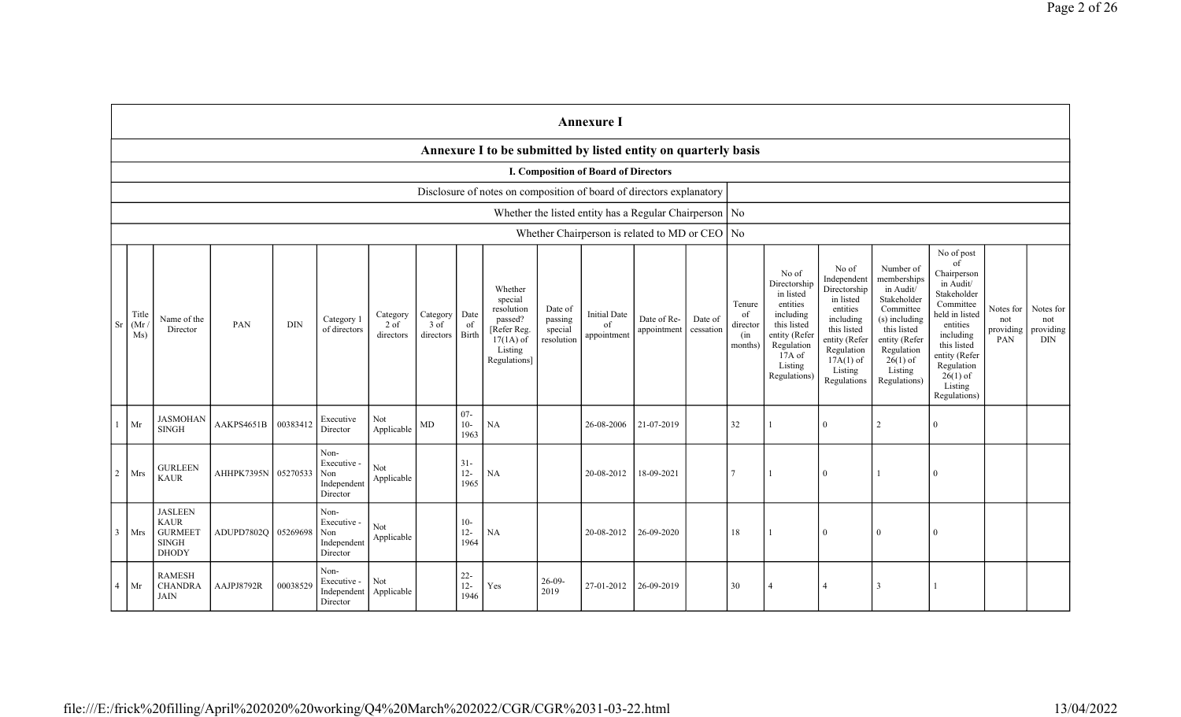## Annexure I

### Annexure I to be submitted by listed entity on quarterly basis

#### I. Composition of Board of Directors

| Disclosure of notes on composition of board of directors explanatory | |
|---|---|
| Whether the listed entity has a Regular Chairperson | No |
| Whether Chairperson is related to MD or CEO | No |

| Sr | Title (Mr / Ms) | Name of the Director | PAN | DIN | Category 1 of directors | Category 2 of directors | Category 3 of directors | Date of Birth | Whether special resolution passed? [Refer Reg. 17(1A) of Listing Regulations] | Date of passing special resolution | Initial Date of appointment | Date of Re-appointment | Date of cessation | Tenure of director (in months) | No of Directorship in listed entities including this listed entity (Refer Regulation 17A of Listing Regulations) | No of Independent Directorship in listed entities including this listed entity (Refer Regulation 17A(1) of Listing Regulations | Number of memberships in Audit/ Stakeholder Committee (s) including this listed entity (Refer Regulation 26(1) of Listing Regulations) | No of post of Chairperson in Audit/ Stakeholder Committee held in listed entities including this listed entity (Refer Regulation 26(1) of Listing Regulations) | Notes for not providing PAN | Notes for not providing DIN |
|---|---|---|---|---|---|---|---|---|---|---|---|---|---|---|---|---|---|---|---|---|
| 1 | Mr | JASMOHAN SINGH | AAKPS4651B | 00383412 | Executive Director | Not Applicable | MD | 07-10-1963 | NA | | 26-08-2006 | 21-07-2019 | | 32 | 1 | 0 | 2 | 0 | | |
| 2 | Mrs | GURLEEN KAUR | AHHPK7395N | 05270533 | Non-Executive - Non Independent Director | Not Applicable | | 31-12-1965 | NA | | 20-08-2012 | 18-09-2021 | | 7 | 1 | 0 | 1 | 0 | | |
| 3 | Mrs | JASLEEN KAUR GURMEET SINGH DHODY | ADUPD7802Q | 05269698 | Non-Executive - Non Independent Director | Not Applicable | | 10-12-1964 | NA | | 20-08-2012 | 26-09-2020 | | 18 | 1 | 0 | 0 | 0 | | |
| 4 | Mr | RAMESH CHANDRA JAIN | AAJPJ8792R | 00038529 | Non-Executive - Independent Director | Not Applicable | | 22-12-1946 | Yes | 26-09-2019 | 27-01-2012 | 26-09-2019 | | 30 | 4 | 4 | 3 | 1 | | |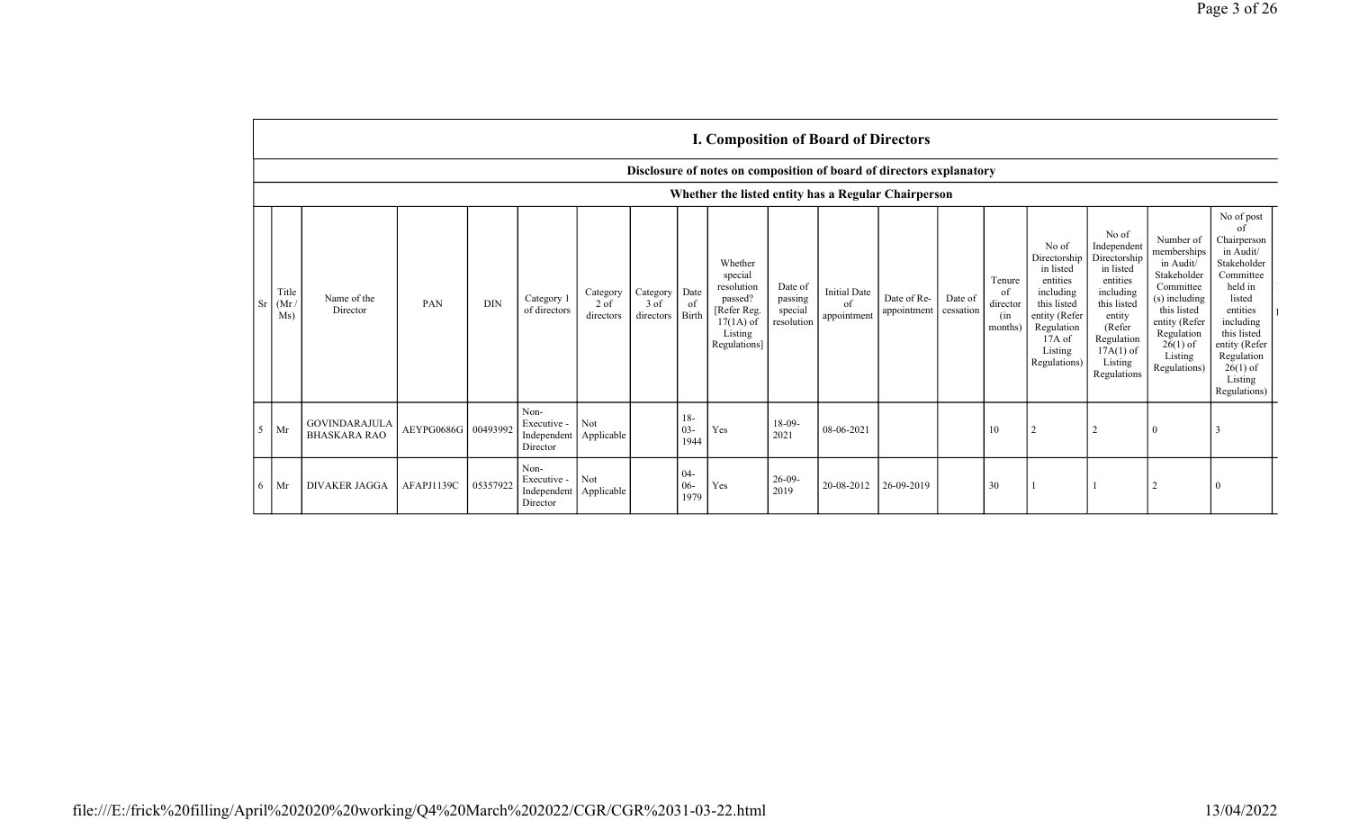## I. Composition of Board of Directors

### Disclosure of notes on composition of board of directors explanatory

### Whether the listed entity has a Regular Chairperson

| Sr | Title (Mr / Ms) | Name of the Director | PAN | DIN | Category 1 of directors | Category 2 of directors | Category 3 of directors | Date of Birth | Whether special resolution passed? [Refer Reg. 17(1A) of Listing Regulations] | Date of passing special resolution | Initial Date of appointment | Date of Re-appointment | Date of cessation | Tenure of director (in months) | No of Directorship in listed entities including this listed entity (Refer Regulation 17A of Listing Regulations) | No of Independent Directorship in listed entities including this listed entity (Refer Regulation 17A(1) of Listing Regulations | Number of memberships in Audit/ Stakeholder Committee (s) including this listed entity (Refer Regulation 26(1) of Listing Regulations) | No of post of Chairperson in Audit/ Stakeholder Committee held in listed entities including this listed entity (Refer Regulation 26(1) of Listing Regulations) |
|---|---|---|---|---|---|---|---|---|---|---|---|---|---|---|---|---|---|---|
| 5 | Mr | GOVINDARAJULA BHASKARA RAO | AEYPG0686G | 00493992 | Non-Executive - Independent Director | Not Applicable | | 18-03-1944 | Yes | 18-09-2021 | 08-06-2021 | | | 10 | 2 | 2 | 0 | 3 |
| 6 | Mr | DIVAKER JAGGA | AFAPJ1139C | 05357922 | Non-Executive - Independent Director | Not Applicable | | 04-06-1979 | Yes | 26-09-2019 | 20-08-2012 | 26-09-2019 | | 30 | 1 | 1 | 2 | 0 |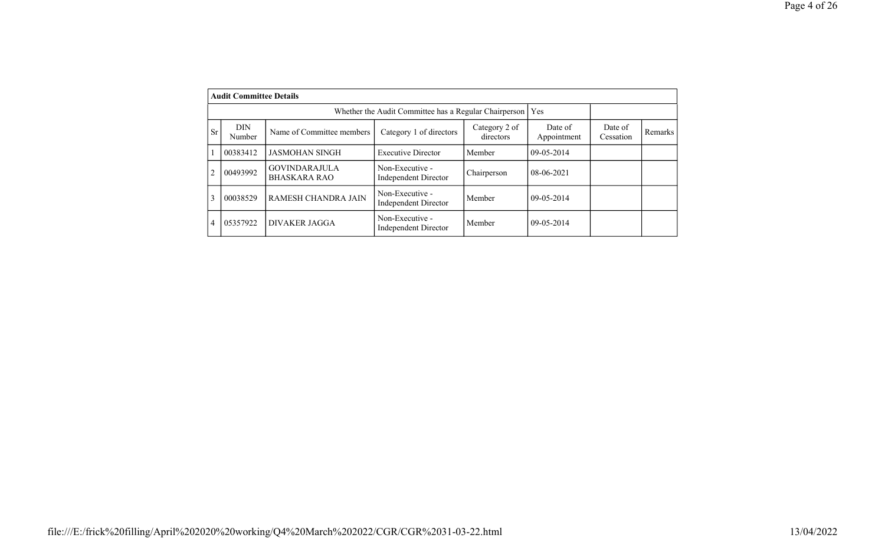| **Audit Committee Details** | | | | | | | |
|---|---|---|---|---|---|---|---|
| | | Whether the Audit Committee has a Regular Chairperson | | | Yes | | |
| Sr | DIN Number | Name of Committee members | Category 1 of directors | Category 2 of directors | Date of Appointment | Date of Cessation | Remarks |
| 1 | 00383412 | JASMOHAN SINGH | Executive Director | Member | 09-05-2014 | | |
| 2 | 00493992 | GOVINDARAJULA BHASKARA RAO | Non-Executive - Independent Director | Chairperson | 08-06-2021 | | |
| 3 | 00038529 | RAMESH CHANDRA JAIN | Non-Executive - Independent Director | Member | 09-05-2014 | | |
| 4 | 05357922 | DIVAKER JAGGA | Non-Executive - Independent Director | Member | 09-05-2014 | | |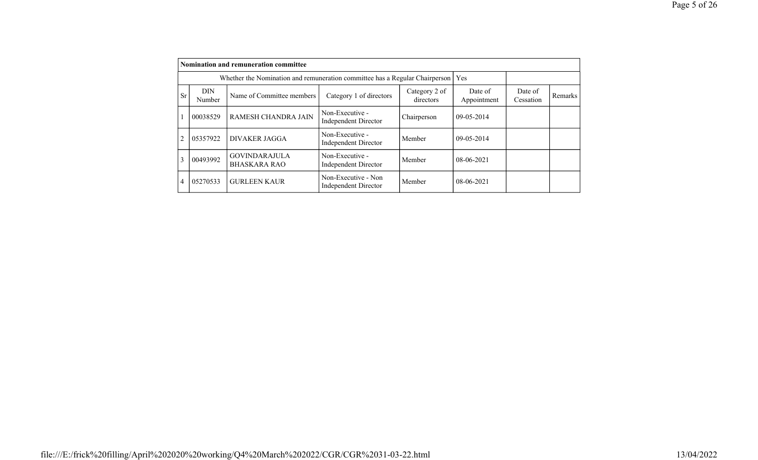| **Nomination and remuneration committee** | | | | | | | |
|---|---|---|---|---|---|---|---|
| Whether the Nomination and remuneration committee has a Regular Chairperson | | | | | Yes | | |
| Sr | DIN Number | Name of Committee members | Category 1 of directors | Category 2 of directors | Date of Appointment | Date of Cessation | Remarks |
| 1 | 00038529 | RAMESH CHANDRA JAIN | Non-Executive - Independent Director | Chairperson | 09-05-2014 | | |
| 2 | 05357922 | DIVAKER JAGGA | Non-Executive - Independent Director | Member | 09-05-2014 | | |
| 3 | 00493992 | GOVINDARAJULA BHASKARA RAO | Non-Executive - Independent Director | Member | 08-06-2021 | | |
| 4 | 05270533 | GURLEEN KAUR | Non-Executive - Non Independent Director | Member | 08-06-2021 | | |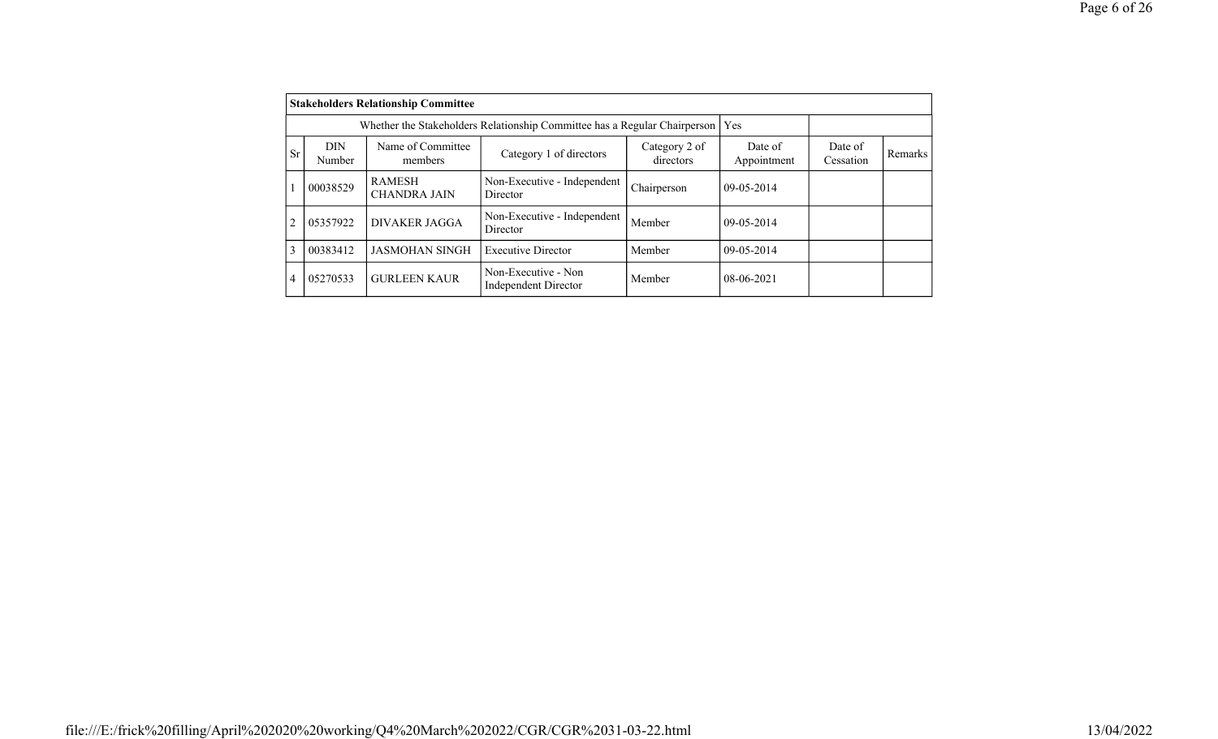| Stakeholders Relationship Committee | | | | | | | |
|---|---|---|---|---|---|---|---|
| Whether the Stakeholders Relationship Committee has a Regular Chairperson | | | | | Yes | | |
| Sr | DIN Number | Name of Committee members | Category 1 of directors | Category 2 of directors | Date of Appointment | Date of Cessation | Remarks |
| 1 | 00038529 | RAMESH CHANDRA JAIN | Non-Executive - Independent Director | Chairperson | 09-05-2014 | | |
| 2 | 05357922 | DIVAKER JAGGA | Non-Executive - Independent Director | Member | 09-05-2014 | | |
| 3 | 00383412 | JASMOHAN SINGH | Executive Director | Member | 09-05-2014 | | |
| 4 | 05270533 | GURLEEN KAUR | Non-Executive - Non Independent Director | Member | 08-06-2021 | | |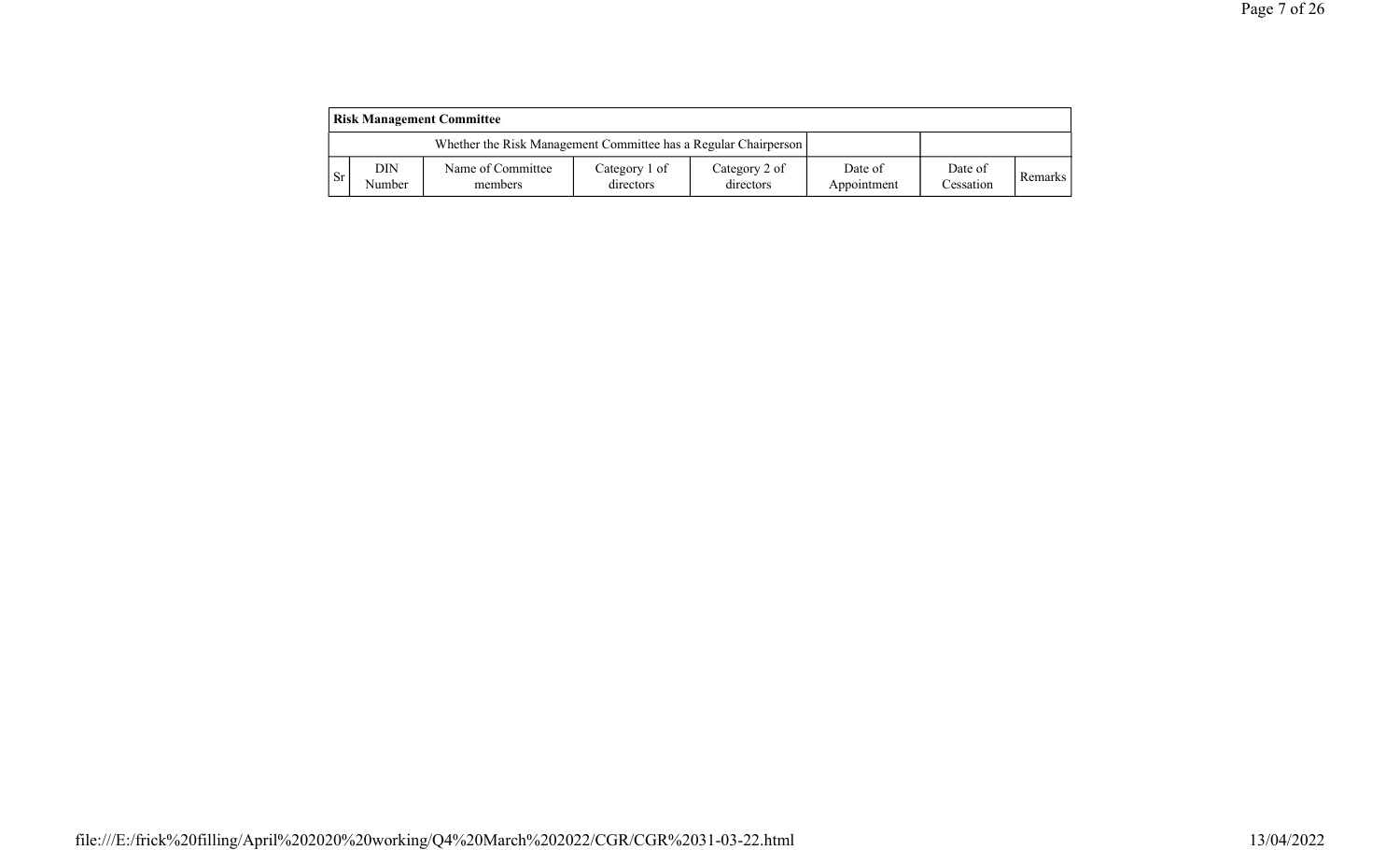| Risk Management Committee | | | | | | | |
|---|---|---|---|---|---|---|---|
| Whether the Risk Management Committee has a Regular Chairperson | | | | | | | |
| Sr | DIN Number | Name of Committee members | Category 1 of directors | Category 2 of directors | Date of Appointment | Date of Cessation | Remarks |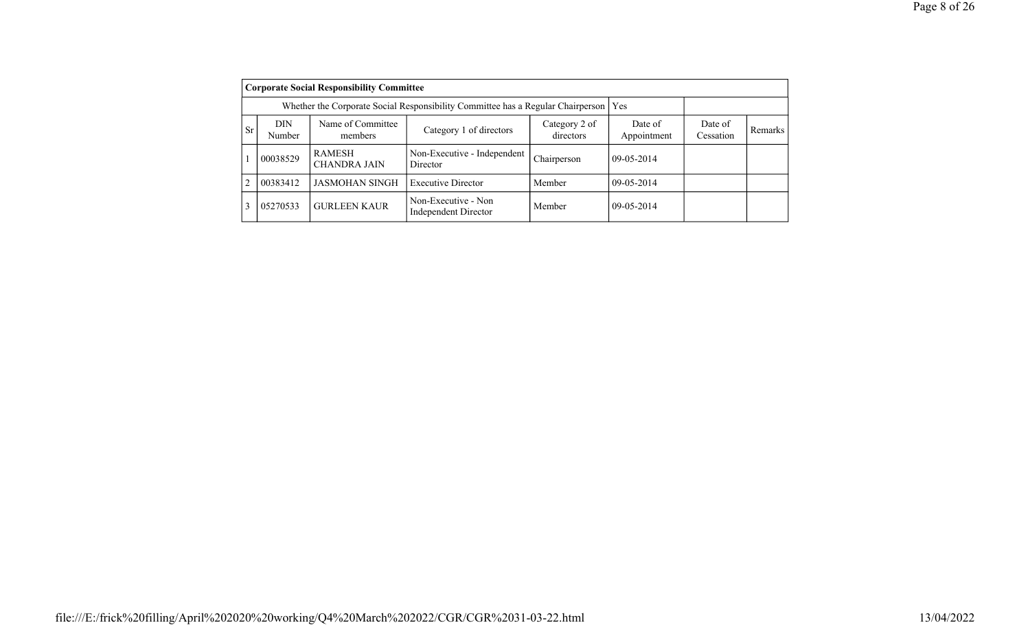| Corporate Social Responsibility Committee | | | | | | | |
|---|---|---|---|---|---|---|---|
| Whether the Corporate Social Responsibility Committee has a Regular Chairperson | | | | | Yes | | |
| Sr | DIN Number | Name of Committee members | Category 1 of directors | Category 2 of directors | Date of Appointment | Date of Cessation | Remarks |
| 1 | 00038529 | RAMESH CHANDRA JAIN | Non-Executive - Independent Director | Chairperson | 09-05-2014 | | |
| 2 | 00383412 | JASMOHAN SINGH | Executive Director | Member | 09-05-2014 | | |
| 3 | 05270533 | GURLEEN KAUR | Non-Executive - Non Independent Director | Member | 09-05-2014 | | |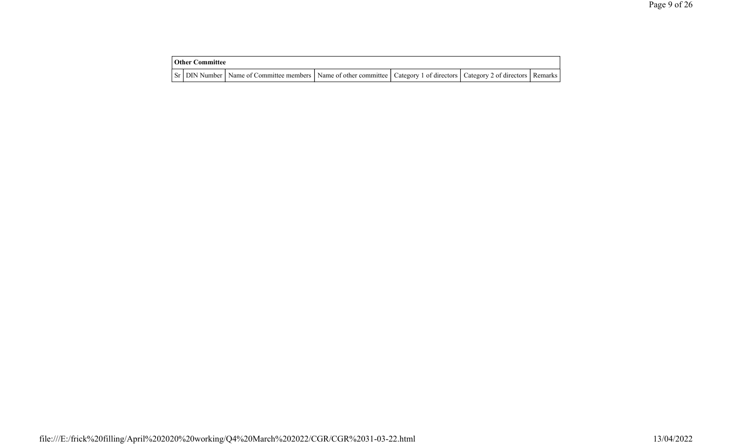| Other Committee | | | | | | |
|---|---|---|---|---|---|---|
| Sr | DIN Number | Name of Committee members | Name of other committee | Category 1 of directors | Category 2 of directors | Remarks |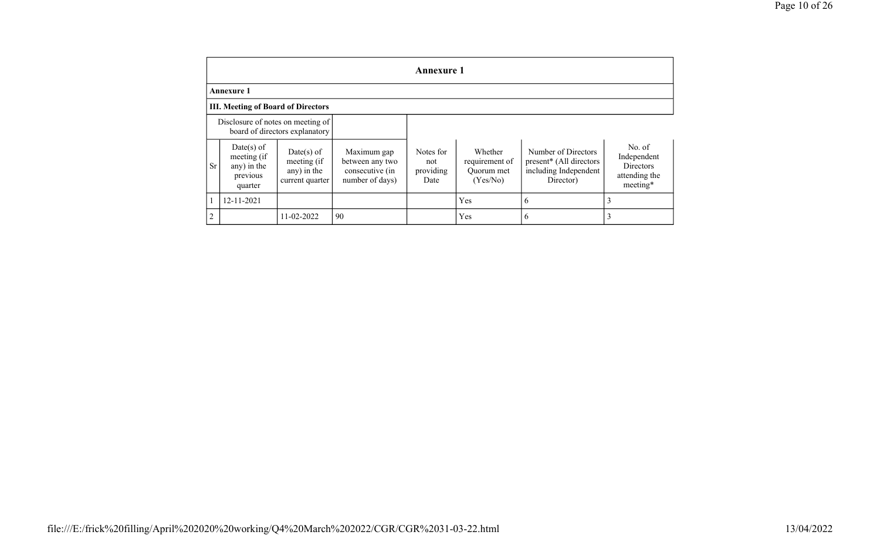## Annexure 1

**Annexure 1**

**III. Meeting of Board of Directors**

| Disclosure of notes on meeting of board of directors explanatory | | | | | | | |
|---|---|---|---|---|---|---|---|
| Sr | Date(s) of meeting (if any) in the previous quarter | Date(s) of meeting (if any) in the current quarter | Maximum gap between any two consecutive (in number of days) | Notes for not providing Date | Whether requirement of Quorum met (Yes/No) | Number of Directors present* (All directors including Independent Director) | No. of Independent Directors attending the meeting* |
| 1 | 12-11-2021 | | | | Yes | 6 | 3 |
| 2 | | 11-02-2022 | 90 | | Yes | 6 | 3 |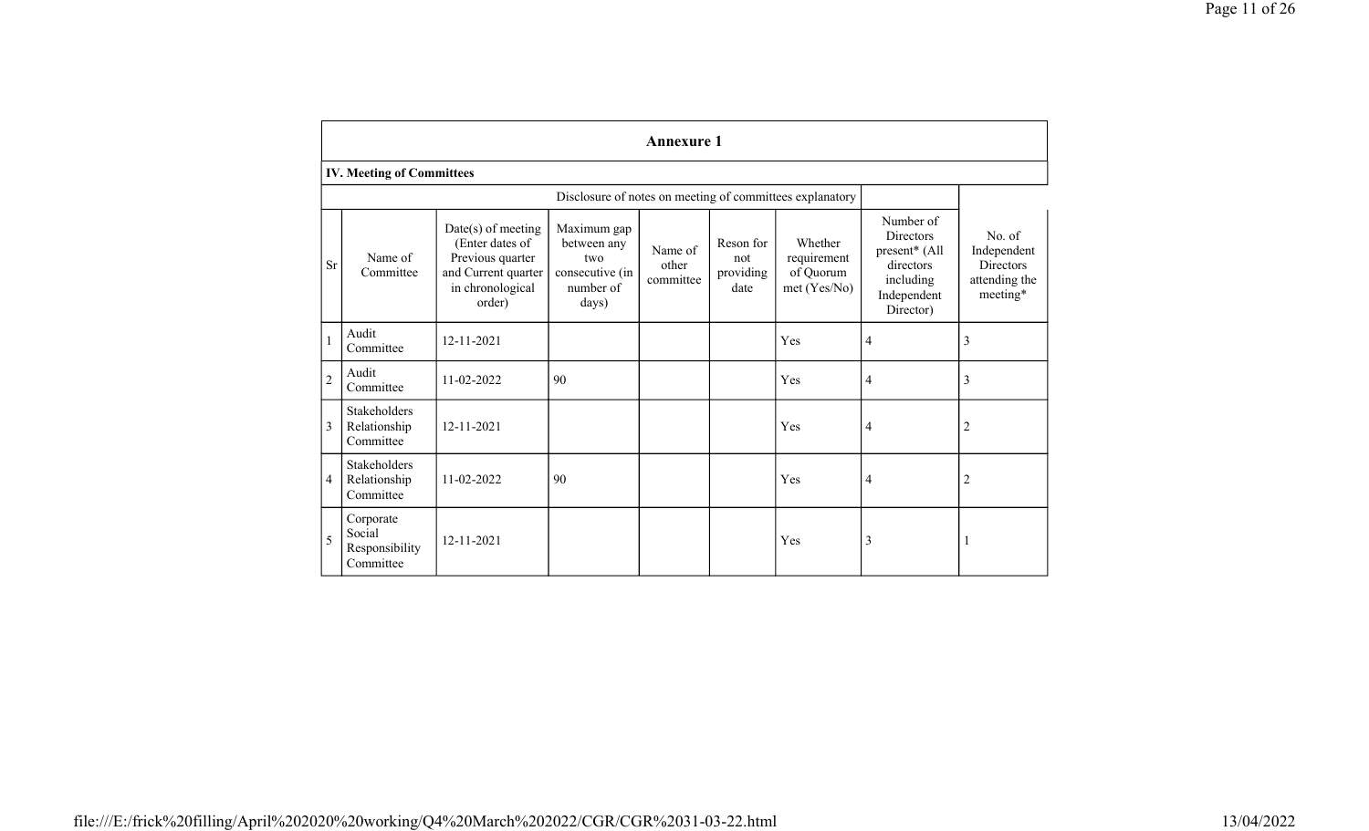## Annexure 1

### IV. Meeting of Committees

Disclosure of notes on meeting of committees explanatory

| Sr | Name of Committee | Date(s) of meeting (Enter dates of Previous quarter and Current quarter in chronological order) | Maximum gap between any two consecutive (in number of days) | Name of other committee | Reson for not providing date | Whether requirement of Quorum met (Yes/No) | Number of Directors present* (All directors including Independent Director) | No. of Independent Directors attending the meeting* |
|---|---|---|---|---|---|---|---|---|
| 1 | Audit Committee | 12-11-2021 | | | | Yes | 4 | 3 |
| 2 | Audit Committee | 11-02-2022 | 90 | | | Yes | 4 | 3 |
| 3 | Stakeholders Relationship Committee | 12-11-2021 | | | | Yes | 4 | 2 |
| 4 | Stakeholders Relationship Committee | 11-02-2022 | 90 | | | Yes | 4 | 2 |
| 5 | Corporate Social Responsibility Committee | 12-11-2021 | | | | Yes | 3 | 1 |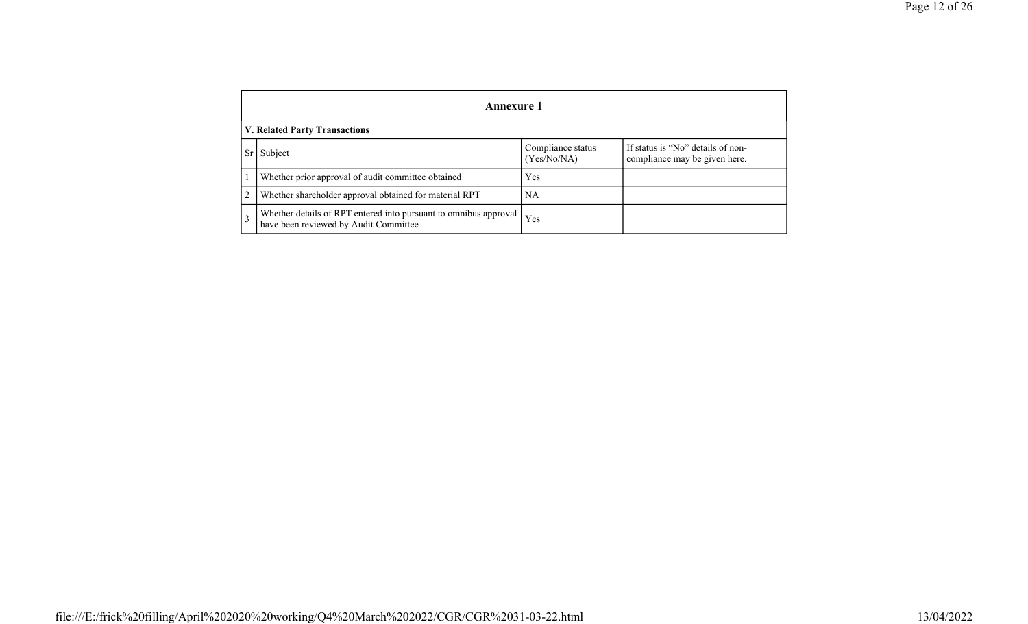## Annexure 1

### V. Related Party Transactions

| Sr | Subject | Compliance status (Yes/No/NA) | If status is "No" details of non-compliance may be given here. |
|---|---|---|---|
| 1 | Whether prior approval of audit committee obtained | Yes | |
| 2 | Whether shareholder approval obtained for material RPT | NA | |
| 3 | Whether details of RPT entered into pursuant to omnibus approval have been reviewed by Audit Committee | Yes | |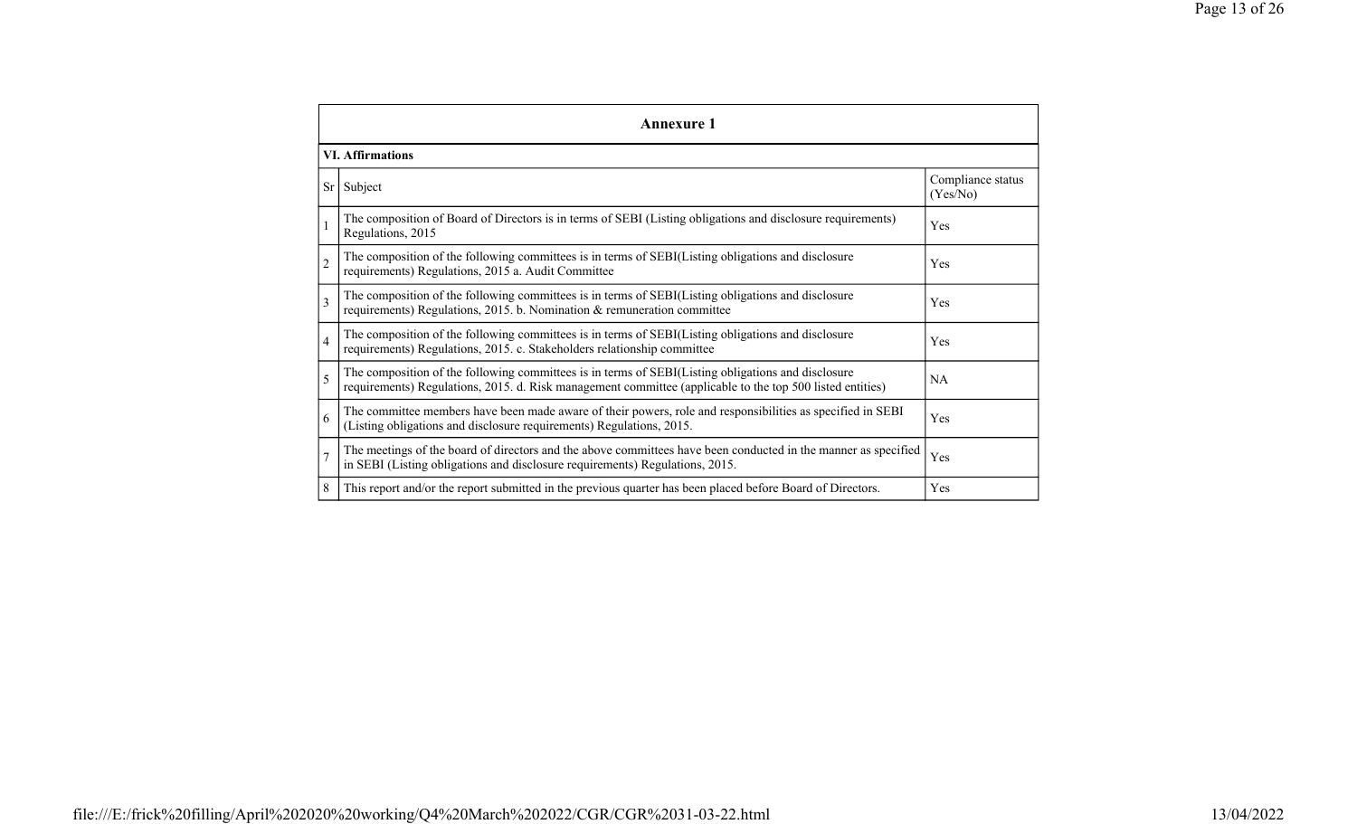## Annexure 1

### VI. Affirmations

| Sr | Subject | Compliance status (Yes/No) |
|---|---|---|
| 1 | The composition of Board of Directors is in terms of SEBI (Listing obligations and disclosure requirements) Regulations, 2015 | Yes |
| 2 | The composition of the following committees is in terms of SEBI(Listing obligations and disclosure requirements) Regulations, 2015 a. Audit Committee | Yes |
| 3 | The composition of the following committees is in terms of SEBI(Listing obligations and disclosure requirements) Regulations, 2015. b. Nomination & remuneration committee | Yes |
| 4 | The composition of the following committees is in terms of SEBI(Listing obligations and disclosure requirements) Regulations, 2015. c. Stakeholders relationship committee | Yes |
| 5 | The composition of the following committees is in terms of SEBI(Listing obligations and disclosure requirements) Regulations, 2015. d. Risk management committee (applicable to the top 500 listed entities) | NA |
| 6 | The committee members have been made aware of their powers, role and responsibilities as specified in SEBI (Listing obligations and disclosure requirements) Regulations, 2015. | Yes |
| 7 | The meetings of the board of directors and the above committees have been conducted in the manner as specified in SEBI (Listing obligations and disclosure requirements) Regulations, 2015. | Yes |
| 8 | This report and/or the report submitted in the previous quarter has been placed before Board of Directors. | Yes |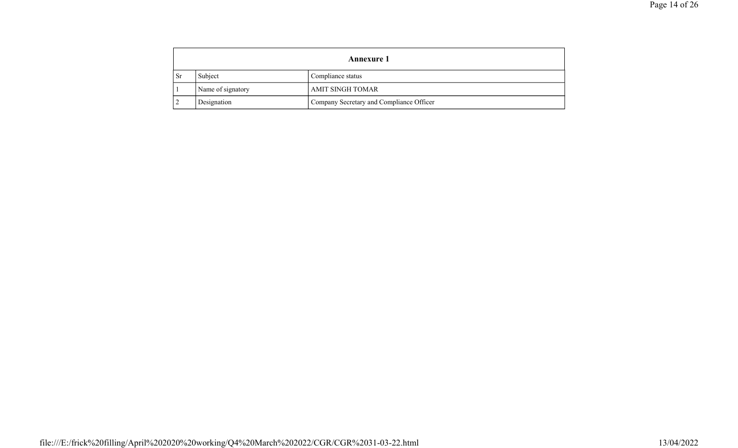| Annexure 1 | | |
|---|---|---|
| Sr | Subject | Compliance status |
| 1 | Name of signatory | AMIT SINGH TOMAR |
| 2 | Designation | Company Secretary and Compliance Officer |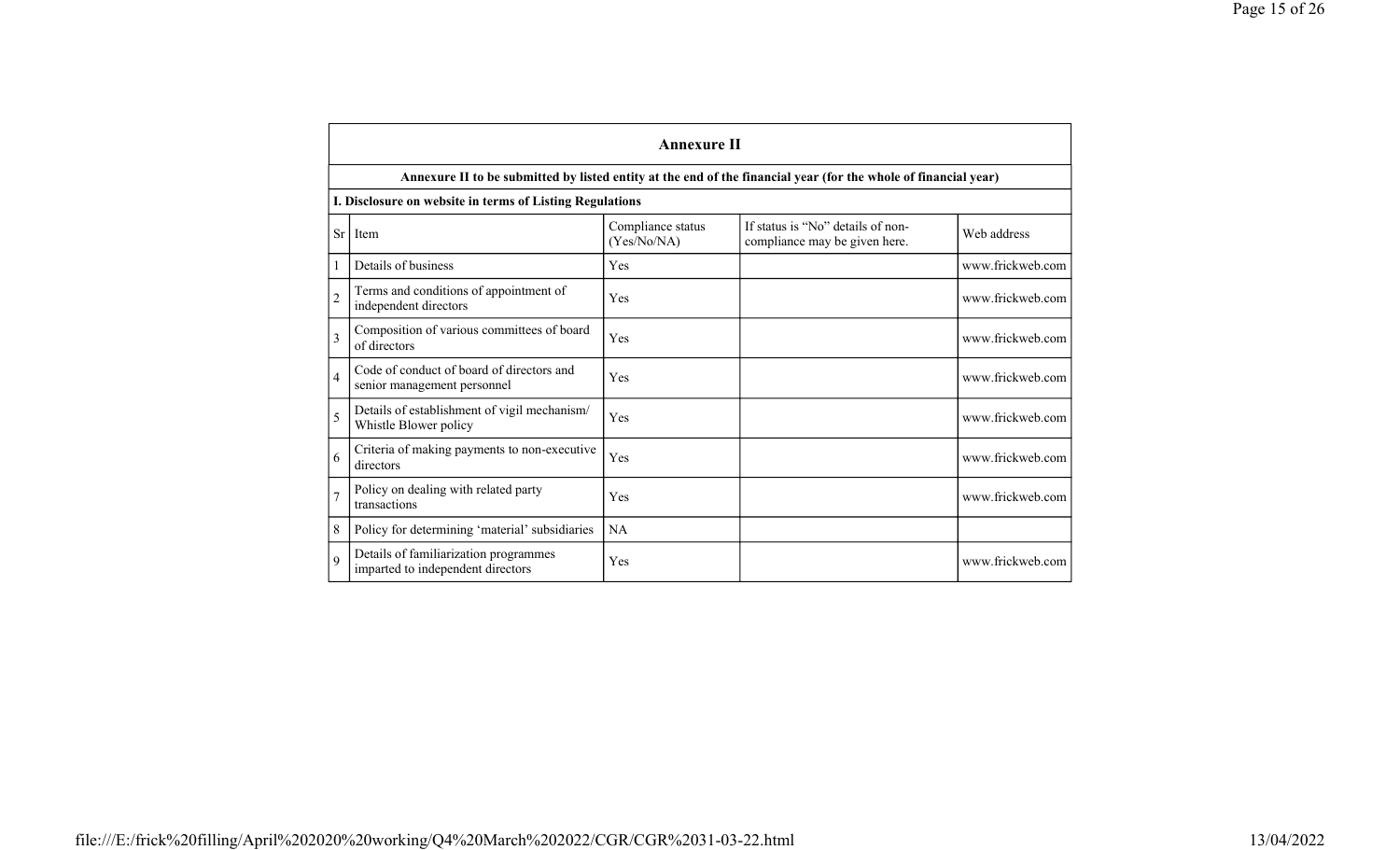## Annexure II

**Annexure II to be submitted by listed entity at the end of the financial year (for the whole of financial year)**

**I. Disclosure on website in terms of Listing Regulations**

| Sr | Item | Compliance status (Yes/No/NA) | If status is "No" details of non-compliance may be given here. | Web address |
|---|---|---|---|---|
| 1 | Details of business | Yes | | www.frickweb.com |
| 2 | Terms and conditions of appointment of independent directors | Yes | | www.frickweb.com |
| 3 | Composition of various committees of board of directors | Yes | | www.frickweb.com |
| 4 | Code of conduct of board of directors and senior management personnel | Yes | | www.frickweb.com |
| 5 | Details of establishment of vigil mechanism/ Whistle Blower policy | Yes | | www.frickweb.com |
| 6 | Criteria of making payments to non-executive directors | Yes | | www.frickweb.com |
| 7 | Policy on dealing with related party transactions | Yes | | www.frickweb.com |
| 8 | Policy for determining 'material' subsidiaries | NA | | |
| 9 | Details of familiarization programmes imparted to independent directors | Yes | | www.frickweb.com |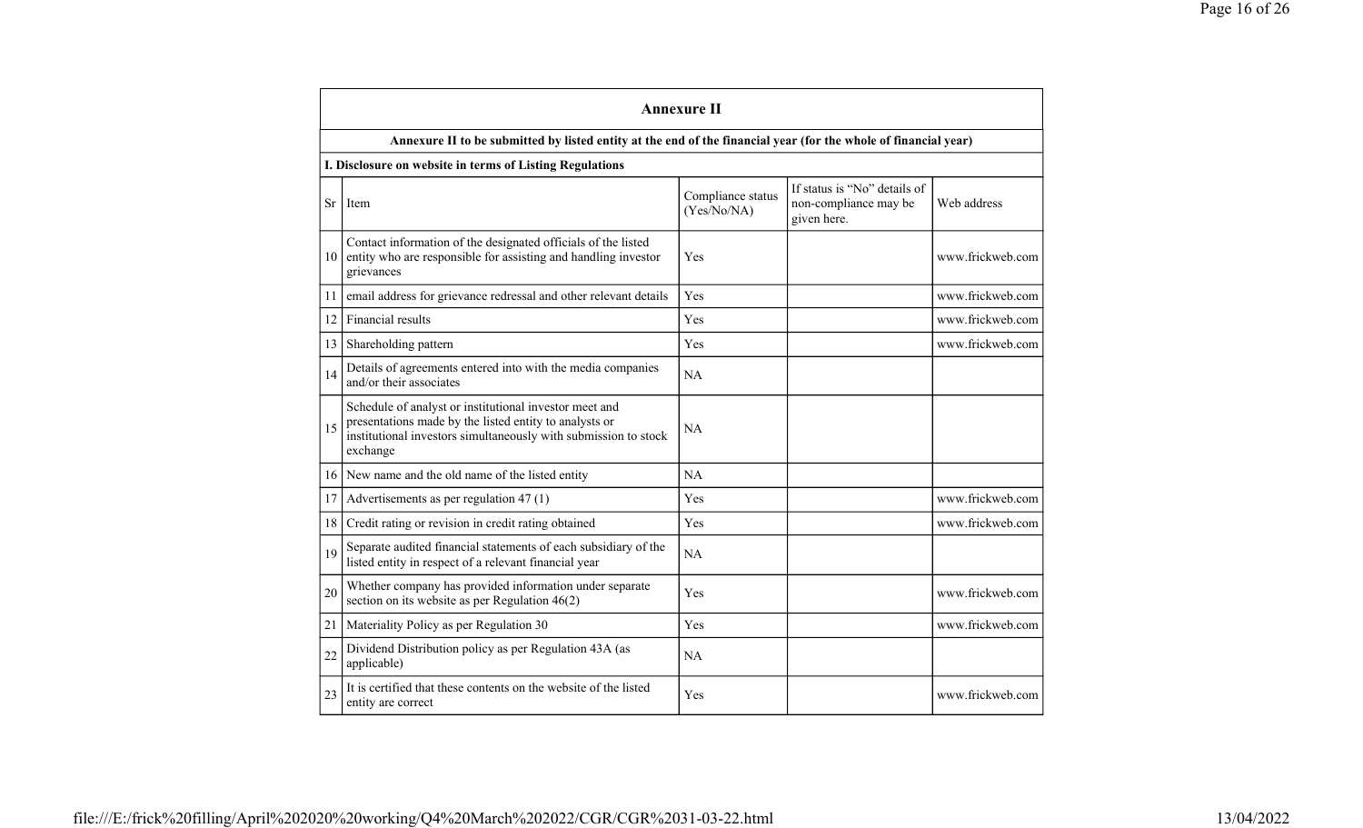## Annexure II

**Annexure II to be submitted by listed entity at the end of the financial year (for the whole of financial year)**

**I. Disclosure on website in terms of Listing Regulations**

| Sr | Item | Compliance status (Yes/No/NA) | If status is "No" details of non-compliance may be given here. | Web address |
|---|---|---|---|---|
| 10 | Contact information of the designated officials of the listed entity who are responsible for assisting and handling investor grievances | Yes | | www.frickweb.com |
| 11 | email address for grievance redressal and other relevant details | Yes | | www.frickweb.com |
| 12 | Financial results | Yes | | www.frickweb.com |
| 13 | Shareholding pattern | Yes | | www.frickweb.com |
| 14 | Details of agreements entered into with the media companies and/or their associates | NA | | |
| 15 | Schedule of analyst or institutional investor meet and presentations made by the listed entity to analysts or institutional investors simultaneously with submission to stock exchange | NA | | |
| 16 | New name and the old name of the listed entity | NA | | |
| 17 | Advertisements as per regulation 47 (1) | Yes | | www.frickweb.com |
| 18 | Credit rating or revision in credit rating obtained | Yes | | www.frickweb.com |
| 19 | Separate audited financial statements of each subsidiary of the listed entity in respect of a relevant financial year | NA | | |
| 20 | Whether company has provided information under separate section on its website as per Regulation 46(2) | Yes | | www.frickweb.com |
| 21 | Materiality Policy as per Regulation 30 | Yes | | www.frickweb.com |
| 22 | Dividend Distribution policy as per Regulation 43A (as applicable) | NA | | |
| 23 | It is certified that these contents on the website of the listed entity are correct | Yes | | www.frickweb.com |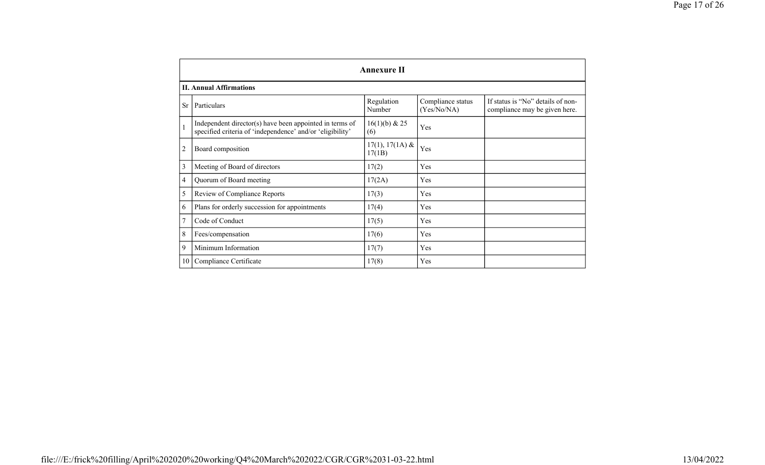## Annexure II

### II. Annual Affirmations

| Sr | Particulars | Regulation Number | Compliance status (Yes/No/NA) | If status is "No" details of non-compliance may be given here. |
|---|---|---|---|---|
| 1 | Independent director(s) have been appointed in terms of specified criteria of 'independence' and/or 'eligibility' | 16(1)(b) & 25 (6) | Yes | |
| 2 | Board composition | 17(1), 17(1A) & 17(1B) | Yes | |
| 3 | Meeting of Board of directors | 17(2) | Yes | |
| 4 | Quorum of Board meeting | 17(2A) | Yes | |
| 5 | Review of Compliance Reports | 17(3) | Yes | |
| 6 | Plans for orderly succession for appointments | 17(4) | Yes | |
| 7 | Code of Conduct | 17(5) | Yes | |
| 8 | Fees/compensation | 17(6) | Yes | |
| 9 | Minimum Information | 17(7) | Yes | |
| 10 | Compliance Certificate | 17(8) | Yes | |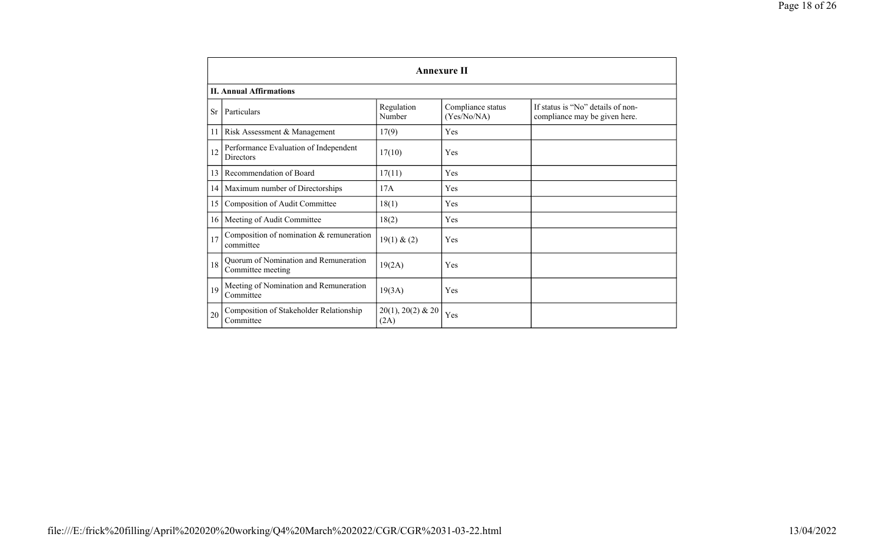## Annexure II

**II. Annual Affirmations**

| Sr | Particulars | Regulation Number | Compliance status (Yes/No/NA) | If status is "No" details of non-compliance may be given here. |
|---|---|---|---|---|
| 11 | Risk Assessment & Management | 17(9) | Yes | |
| 12 | Performance Evaluation of Independent Directors | 17(10) | Yes | |
| 13 | Recommendation of Board | 17(11) | Yes | |
| 14 | Maximum number of Directorships | 17A | Yes | |
| 15 | Composition of Audit Committee | 18(1) | Yes | |
| 16 | Meeting of Audit Committee | 18(2) | Yes | |
| 17 | Composition of nomination & remuneration committee | 19(1) & (2) | Yes | |
| 18 | Quorum of Nomination and Remuneration Committee meeting | 19(2A) | Yes | |
| 19 | Meeting of Nomination and Remuneration Committee | 19(3A) | Yes | |
| 20 | Composition of Stakeholder Relationship Committee | 20(1), 20(2) & 20 (2A) | Yes | |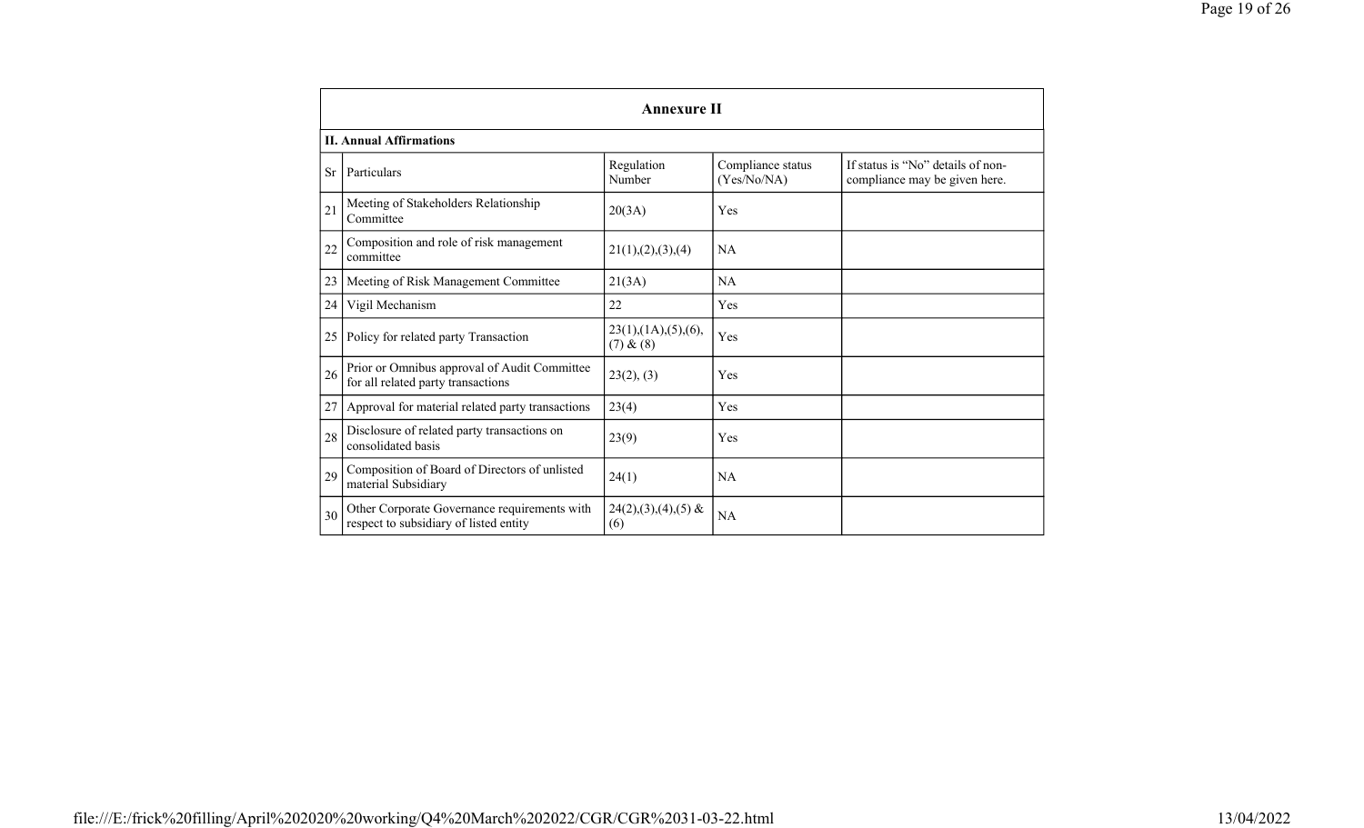## Annexure II

**II. Annual Affirmations**

| Sr | Particulars | Regulation Number | Compliance status (Yes/No/NA) | If status is "No" details of non-compliance may be given here. |
|---|---|---|---|---|
| 21 | Meeting of Stakeholders Relationship Committee | 20(3A) | Yes | |
| 22 | Composition and role of risk management committee | 21(1),(2),(3),(4) | NA | |
| 23 | Meeting of Risk Management Committee | 21(3A) | NA | |
| 24 | Vigil Mechanism | 22 | Yes | |
| 25 | Policy for related party Transaction | 23(1),(1A),(5),(6), (7) & (8) | Yes | |
| 26 | Prior or Omnibus approval of Audit Committee for all related party transactions | 23(2), (3) | Yes | |
| 27 | Approval for material related party transactions | 23(4) | Yes | |
| 28 | Disclosure of related party transactions on consolidated basis | 23(9) | Yes | |
| 29 | Composition of Board of Directors of unlisted material Subsidiary | 24(1) | NA | |
| 30 | Other Corporate Governance requirements with respect to subsidiary of listed entity | 24(2),(3),(4),(5) & (6) | NA | |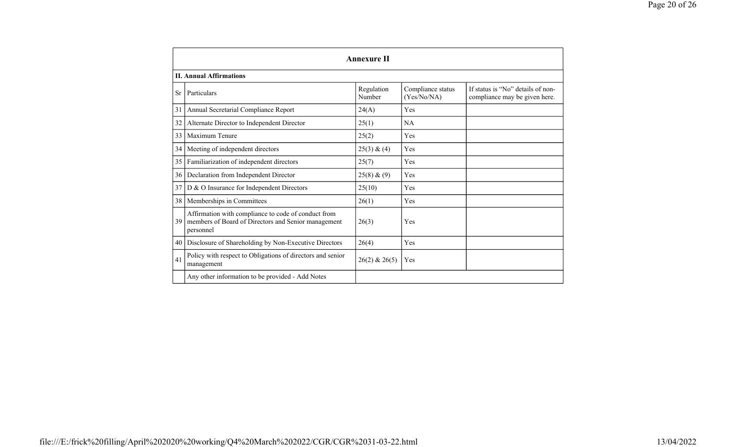## Annexure II

**II. Annual Affirmations**

| Sr | Particulars | Regulation Number | Compliance status (Yes/No/NA) | If status is "No" details of non-compliance may be given here. |
|---|---|---|---|---|
| 31 | Annual Secretarial Compliance Report | 24(A) | Yes | |
| 32 | Alternate Director to Independent Director | 25(1) | NA | |
| 33 | Maximum Tenure | 25(2) | Yes | |
| 34 | Meeting of independent directors | 25(3) & (4) | Yes | |
| 35 | Familiarization of independent directors | 25(7) | Yes | |
| 36 | Declaration from Independent Director | 25(8) & (9) | Yes | |
| 37 | D & O Insurance for Independent Directors | 25(10) | Yes | |
| 38 | Memberships in Committees | 26(1) | Yes | |
| 39 | Affirmation with compliance to code of conduct from members of Board of Directors and Senior management personnel | 26(3) | Yes | |
| 40 | Disclosure of Shareholding by Non-Executive Directors | 26(4) | Yes | |
| 41 | Policy with respect to Obligations of directors and senior management | 26(2) & 26(5) | Yes | |
| | Any other information to be provided - Add Notes | | | |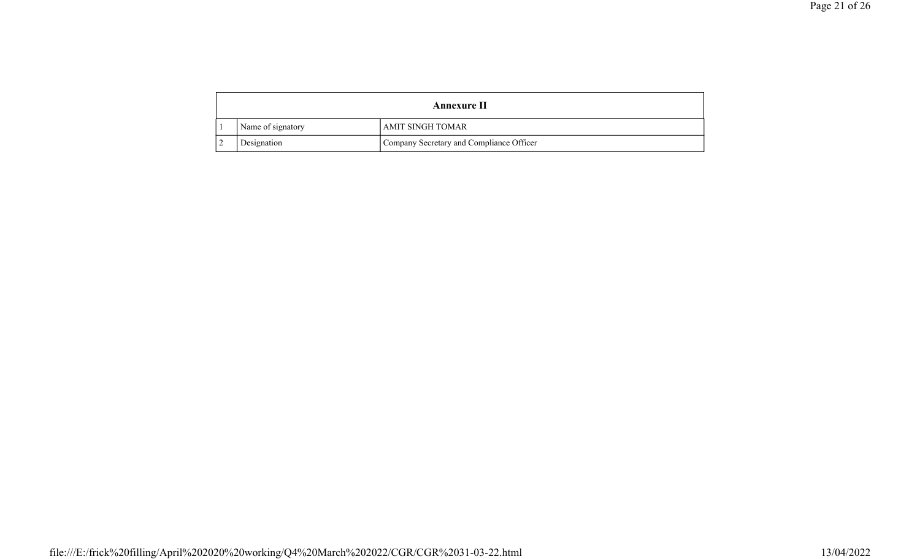| Annexure II | | |
|---|---|---|
| 1 | Name of signatory | AMIT SINGH TOMAR |
| 2 | Designation | Company Secretary and Compliance Officer |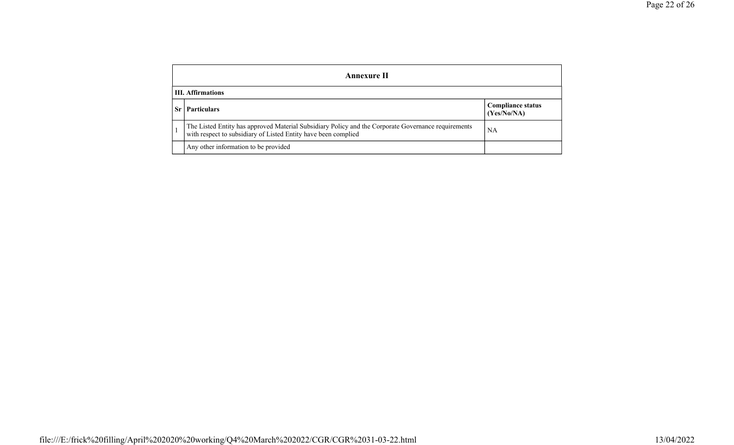## Annexure II

### III. Affirmations

| Sr | Particulars | Compliance status (Yes/No/NA) |
|---|---|---|
| 1 | The Listed Entity has approved Material Subsidiary Policy and the Corporate Governance requirements with respect to subsidiary of Listed Entity have been complied | NA |
| | Any other information to be provided | |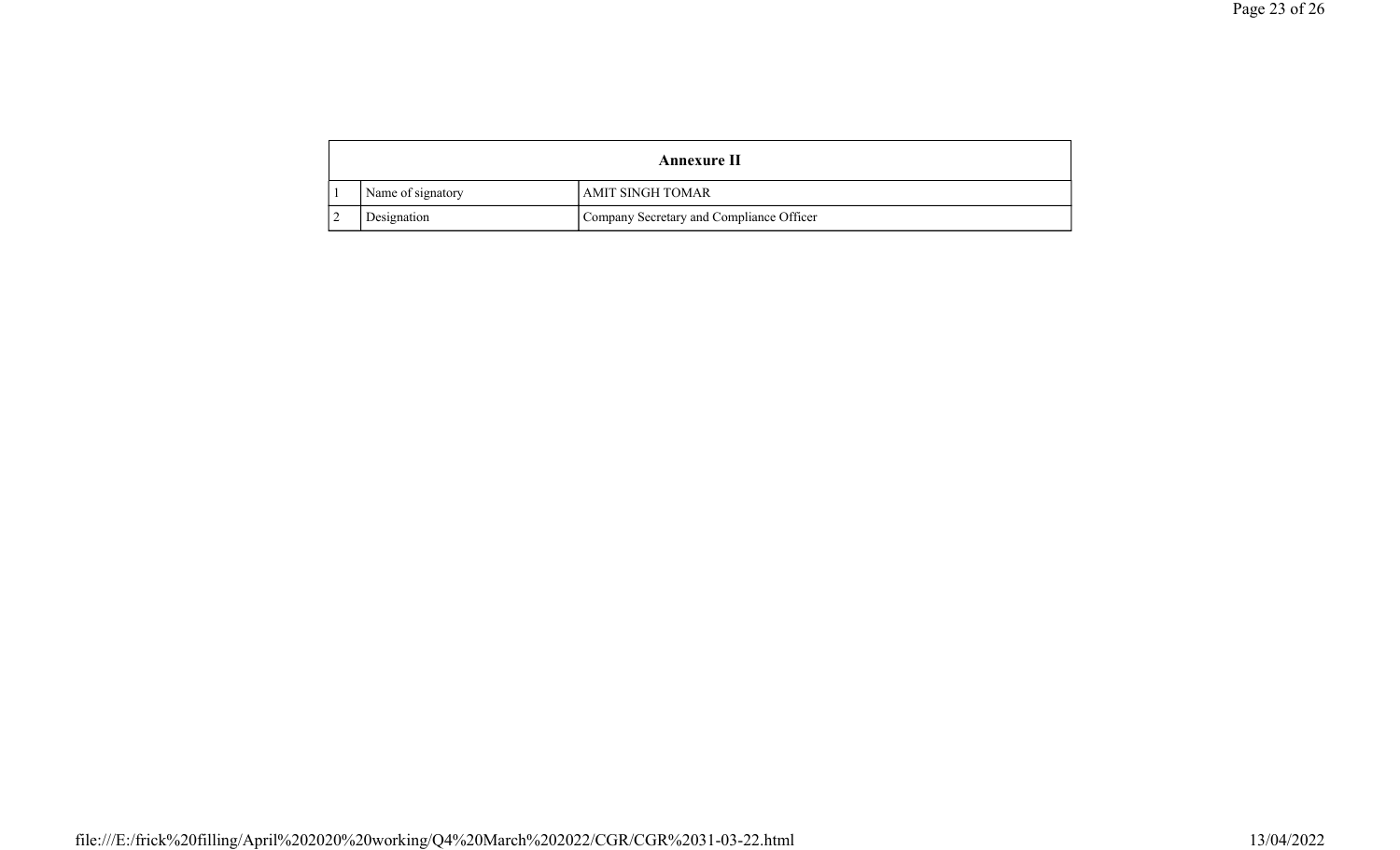| Annexure II | | |
|---|---|---|
| 1 | Name of signatory | AMIT SINGH TOMAR |
| 2 | Designation | Company Secretary and Compliance Officer |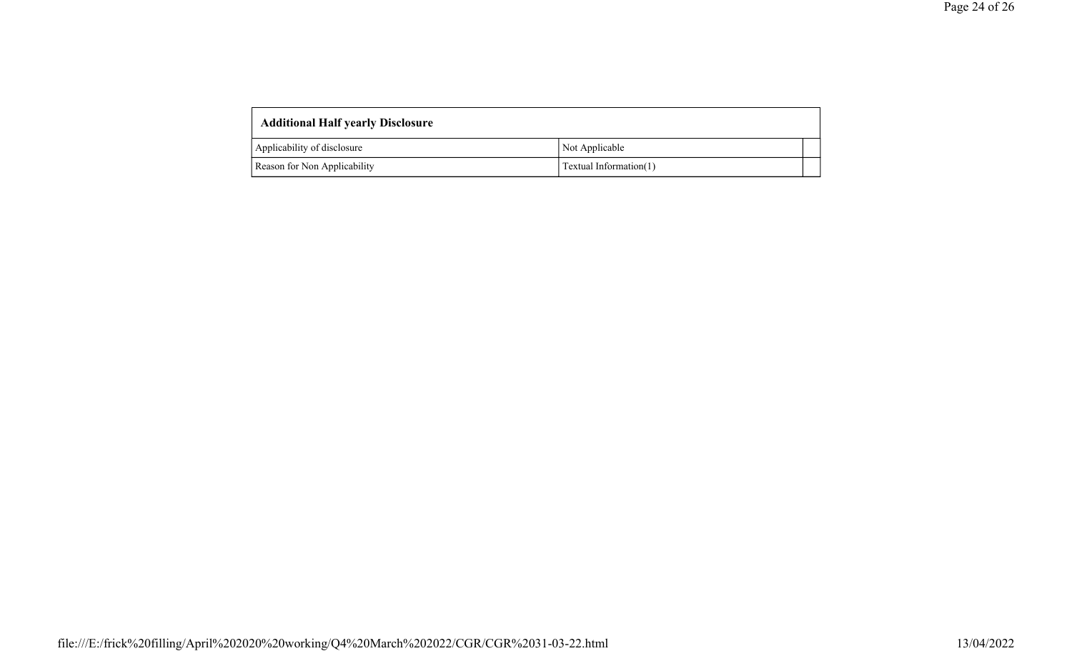| Additional Half yearly Disclosure | | |
|---|---|---|
| Applicability of disclosure | Not Applicable | |
| Reason for Non Applicability | Textual Information(1) | |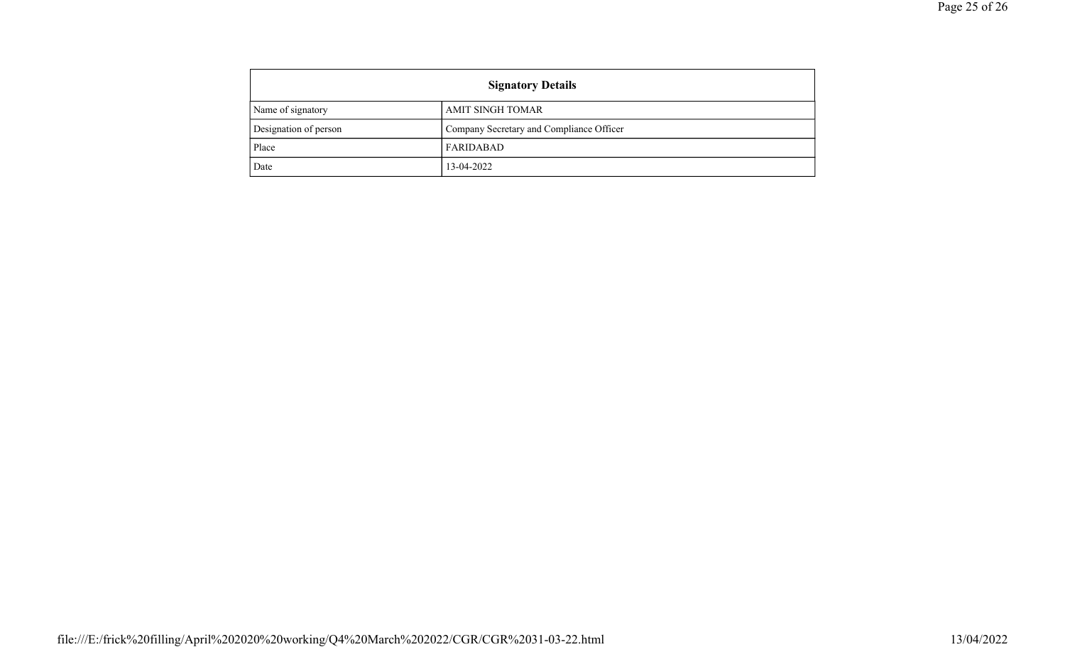| Signatory Details | |
|---|---|
| Name of signatory | AMIT SINGH TOMAR |
| Designation of person | Company Secretary and Compliance Officer |
| Place | FARIDABAD |
| Date | 13-04-2022 |